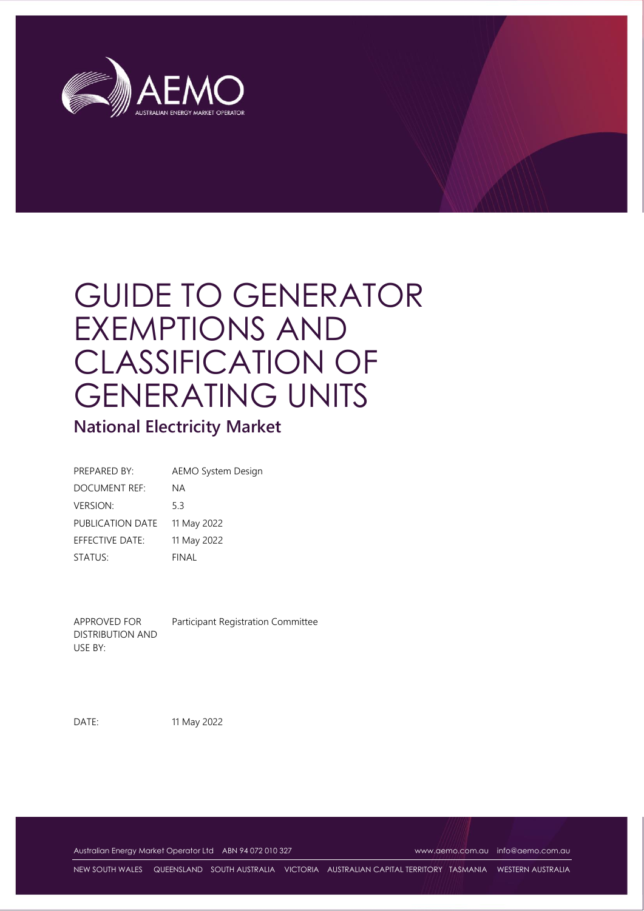# GUIDE TO GENERATOR EXEMPTIONS AND CLASSIFICATION OF GENERATING UNITS

## National Electricity Market

| | |
|---|---|
| PREPARED BY: | AEMO System Design |
| DOCUMENT REF: | NA |
| VERSION: | 5.3 |
| PUBLICATION DATE | 11 May 2022 |
| EFFECTIVE DATE: | 11 May 2022 |
| STATUS: | FINAL |

| | |
|---|---|
| APPROVED FOR DISTRIBUTION AND USE BY: | Participant Registration Committee |

| | |
|---|---|
| DATE: | 11 May 2022 |

Australian Energy Market Operator Ltd ABN 94 072 010 327 www.aemo.com.au info@aemo.com.au

NEW SOUTH WALES QUEENSLAND SOUTH AUSTRALIA VICTORIA AUSTRALIAN CAPITAL TERRITORY TASMANIA WESTERN AUSTRALIA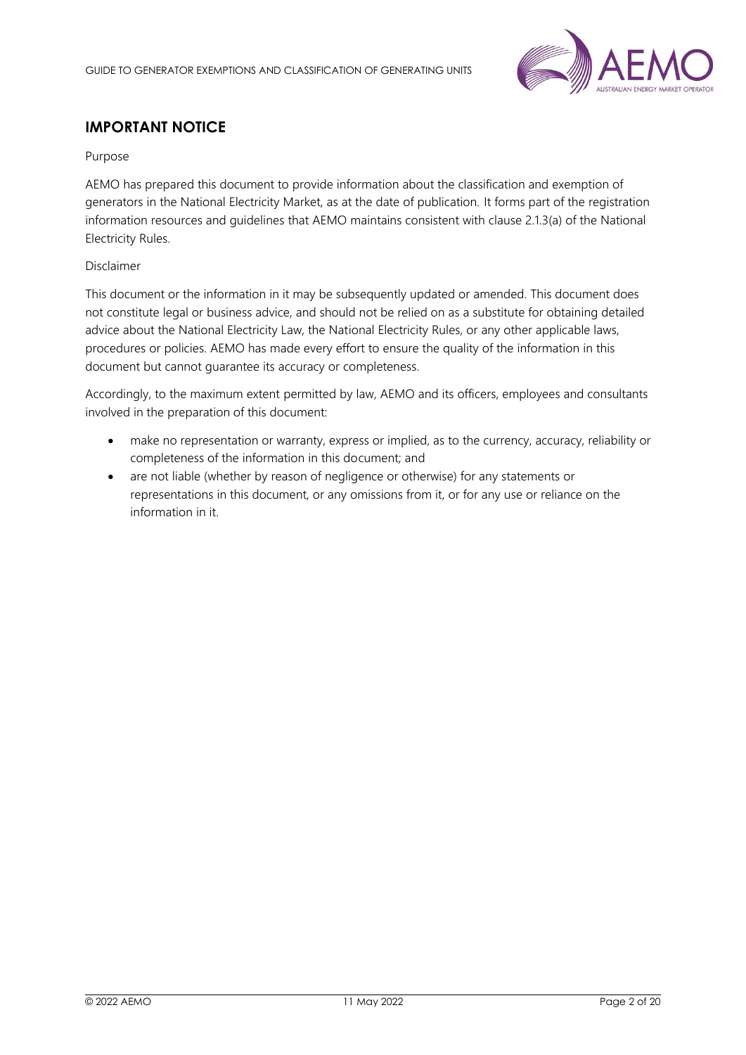## IMPORTANT NOTICE

Purpose

AEMO has prepared this document to provide information about the classification and exemption of generators in the National Electricity Market, as at the date of publication. It forms part of the registration information resources and guidelines that AEMO maintains consistent with clause 2.1.3(a) of the National Electricity Rules.

Disclaimer

This document or the information in it may be subsequently updated or amended. This document does not constitute legal or business advice, and should not be relied on as a substitute for obtaining detailed advice about the National Electricity Law, the National Electricity Rules, or any other applicable laws, procedures or policies. AEMO has made every effort to ensure the quality of the information in this document but cannot guarantee its accuracy or completeness.

Accordingly, to the maximum extent permitted by law, AEMO and its officers, employees and consultants involved in the preparation of this document:

- make no representation or warranty, express or implied, as to the currency, accuracy, reliability or completeness of the information in this document; and
- are not liable (whether by reason of negligence or otherwise) for any statements or representations in this document, or any omissions from it, or for any use or reliance on the information in it.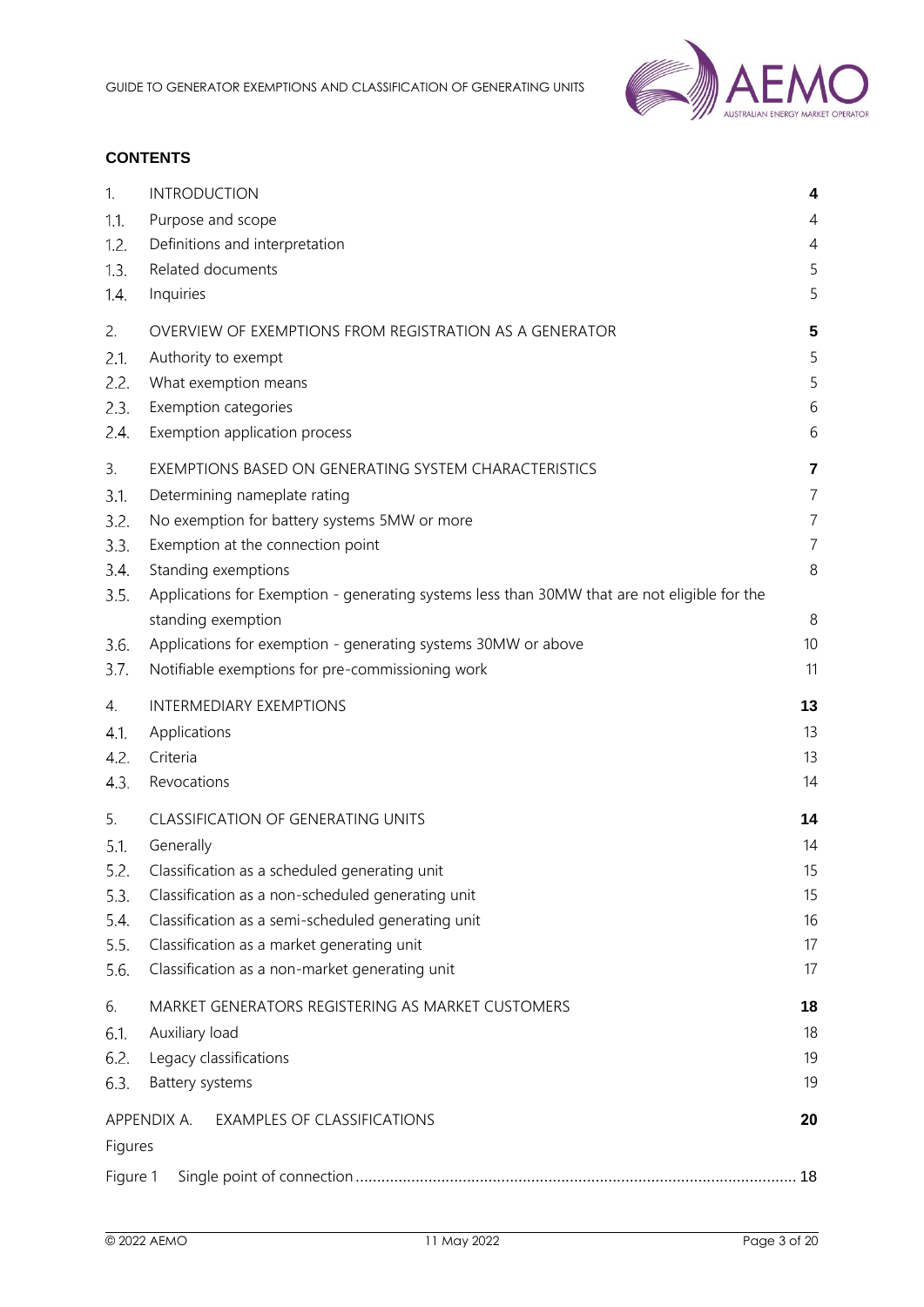**CONTENTS**

| | | |
|---|---|---|
| 1. | INTRODUCTION | **4** |
| 1.1. | Purpose and scope | 4 |
| 1.2. | Definitions and interpretation | 4 |
| 1.3. | Related documents | 5 |
| 1.4. | Inquiries | 5 |
| 2. | OVERVIEW OF EXEMPTIONS FROM REGISTRATION AS A GENERATOR | **5** |
| 2.1. | Authority to exempt | 5 |
| 2.2. | What exemption means | 5 |
| 2.3. | Exemption categories | 6 |
| 2.4. | Exemption application process | 6 |
| 3. | EXEMPTIONS BASED ON GENERATING SYSTEM CHARACTERISTICS | **7** |
| 3.1. | Determining nameplate rating | 7 |
| 3.2. | No exemption for battery systems 5MW or more | 7 |
| 3.3. | Exemption at the connection point | 7 |
| 3.4. | Standing exemptions | 8 |
| 3.5. | Applications for Exemption - generating systems less than 30MW that are not eligible for the standing exemption | 8 |
| 3.6. | Applications for exemption - generating systems 30MW or above | 10 |
| 3.7. | Notifiable exemptions for pre-commissioning work | 11 |
| 4. | INTERMEDIARY EXEMPTIONS | **13** |
| 4.1. | Applications | 13 |
| 4.2. | Criteria | 13 |
| 4.3. | Revocations | 14 |
| 5. | CLASSIFICATION OF GENERATING UNITS | **14** |
| 5.1. | Generally | 14 |
| 5.2. | Classification as a scheduled generating unit | 15 |
| 5.3. | Classification as a non-scheduled generating unit | 15 |
| 5.4. | Classification as a semi-scheduled generating unit | 16 |
| 5.5. | Classification as a market generating unit | 17 |
| 5.6. | Classification as a non-market generating unit | 17 |
| 6. | MARKET GENERATORS REGISTERING AS MARKET CUSTOMERS | **18** |
| 6.1. | Auxiliary load | 18 |
| 6.2. | Legacy classifications | 19 |
| 6.3. | Battery systems | 19 |
| APPENDIX A. | EXAMPLES OF CLASSIFICATIONS | **20** |

Figures

| | | |
|---|---|---|
| Figure 1 | Single point of connection | 18 |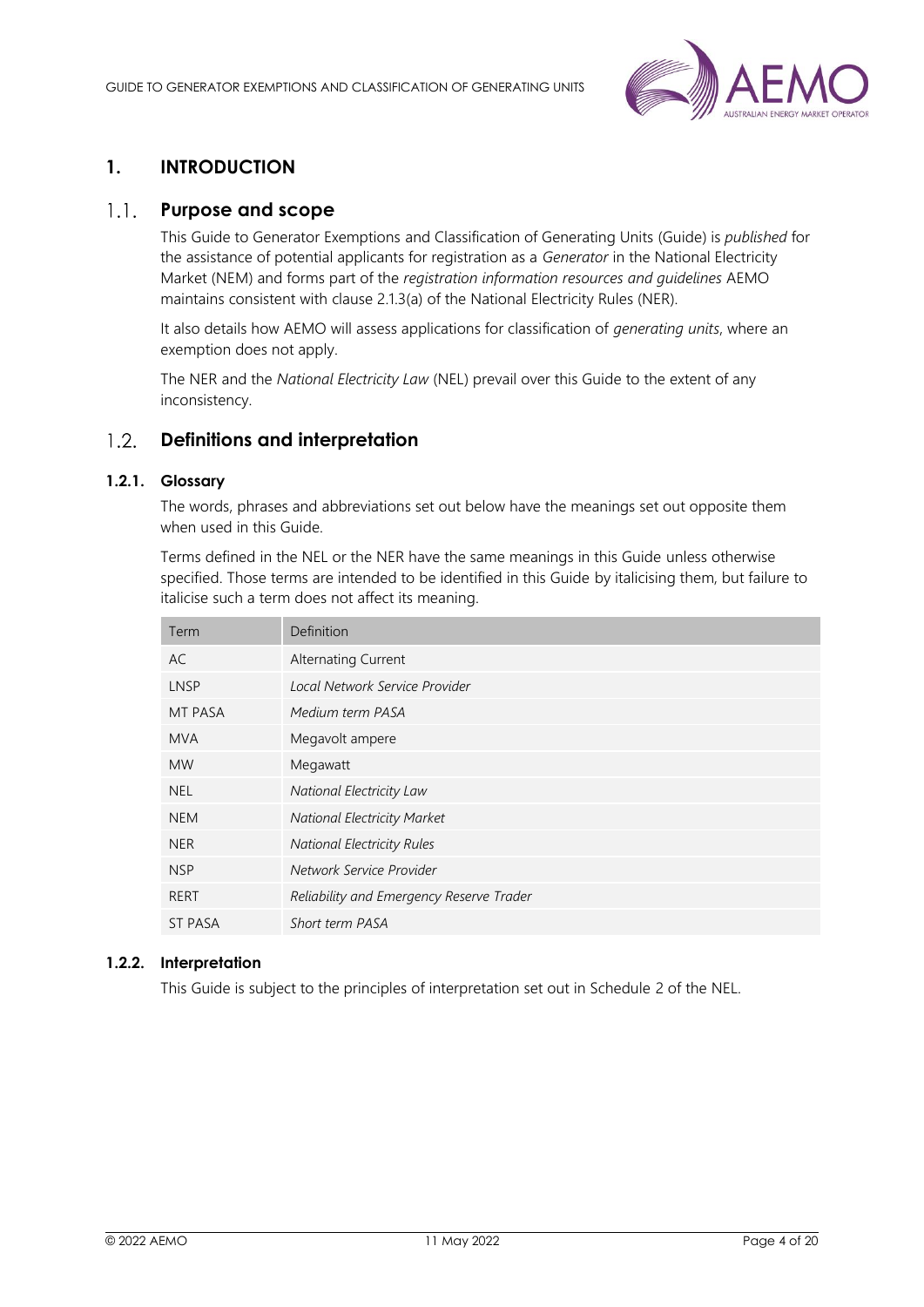# 1. INTRODUCTION

## 1.1. Purpose and scope

This Guide to Generator Exemptions and Classification of Generating Units (Guide) is *published* for the assistance of potential applicants for registration as a *Generator* in the National Electricity Market (NEM) and forms part of the *registration information resources and guidelines* AEMO maintains consistent with clause 2.1.3(a) of the National Electricity Rules (NER).

It also details how AEMO will assess applications for classification of *generating units*, where an exemption does not apply.

The NER and the *National Electricity Law* (NEL) prevail over this Guide to the extent of any inconsistency.

## 1.2. Definitions and interpretation

### 1.2.1. Glossary

The words, phrases and abbreviations set out below have the meanings set out opposite them when used in this Guide.

Terms defined in the NEL or the NER have the same meanings in this Guide unless otherwise specified. Those terms are intended to be identified in this Guide by italicising them, but failure to italicise such a term does not affect its meaning.

| Term | Definition |
|---|---|
| AC | Alternating Current |
| LNSP | *Local Network Service Provider* |
| MT PASA | *Medium term PASA* |
| MVA | Megavolt ampere |
| MW | Megawatt |
| NEL | *National Electricity Law* |
| NEM | *National Electricity Market* |
| NER | *National Electricity Rules* |
| NSP | *Network Service Provider* |
| RERT | *Reliability and Emergency Reserve Trader* |
| ST PASA | *Short term PASA* |

### 1.2.2. Interpretation

This Guide is subject to the principles of interpretation set out in Schedule 2 of the NEL.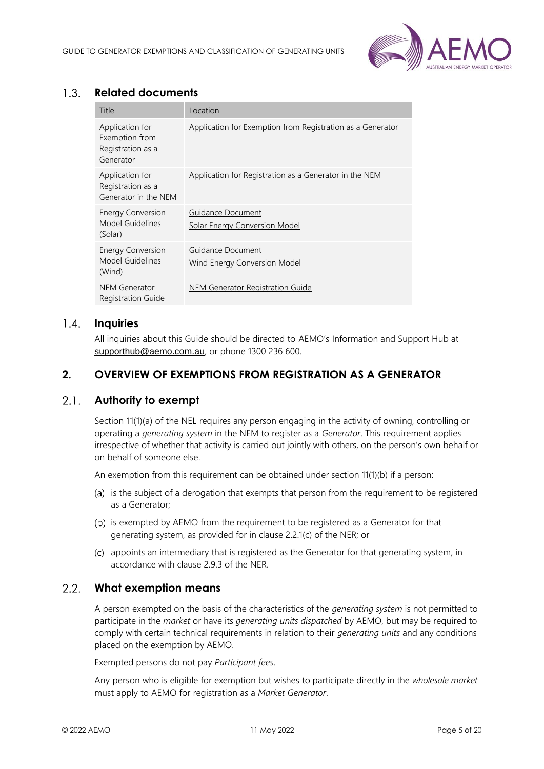## 1.3. Related documents

| Title | Location |
|---|---|
| Application for Exemption from Registration as a Generator | Application for Exemption from Registration as a Generator |
| Application for Registration as a Generator in the NEM | Application for Registration as a Generator in the NEM |
| Energy Conversion Model Guidelines (Solar) | Guidance Document<br>Solar Energy Conversion Model |
| Energy Conversion Model Guidelines (Wind) | Guidance Document<br>Wind Energy Conversion Model |
| NEM Generator Registration Guide | NEM Generator Registration Guide |

## 1.4. Inquiries

All inquiries about this Guide should be directed to AEMO's Information and Support Hub at supporthub@aemo.com.au, or phone 1300 236 600.

# 2. OVERVIEW OF EXEMPTIONS FROM REGISTRATION AS A GENERATOR

## 2.1. Authority to exempt

Section 11(1)(a) of the NEL requires any person engaging in the activity of owning, controlling or operating a *generating system* in the NEM to register as a *Generator*. This requirement applies irrespective of whether that activity is carried out jointly with others, on the person's own behalf or on behalf of someone else.

An exemption from this requirement can be obtained under section 11(1)(b) if a person:

(a) is the subject of a derogation that exempts that person from the requirement to be registered as a Generator;

(b) is exempted by AEMO from the requirement to be registered as a Generator for that generating system, as provided for in clause 2.2.1(c) of the NER; or

(c) appoints an intermediary that is registered as the Generator for that generating system, in accordance with clause 2.9.3 of the NER.

## 2.2. What exemption means

A person exempted on the basis of the characteristics of the *generating system* is not permitted to participate in the *market* or have its *generating units dispatched* by AEMO, but may be required to comply with certain technical requirements in relation to their *generating units* and any conditions placed on the exemption by AEMO.

Exempted persons do not pay *Participant fees*.

Any person who is eligible for exemption but wishes to participate directly in the *wholesale market* must apply to AEMO for registration as a *Market Generator*.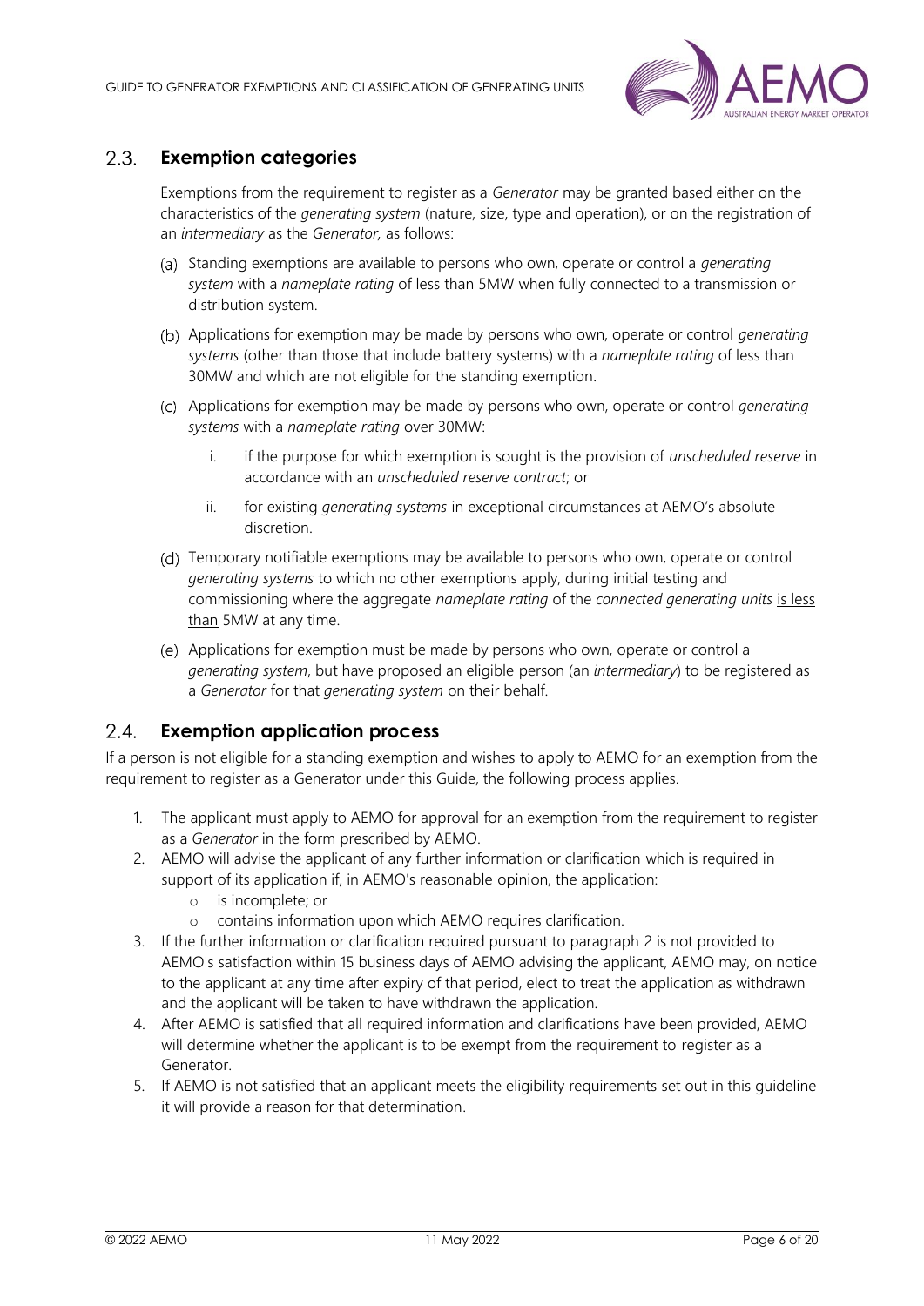## 2.3. Exemption categories

Exemptions from the requirement to register as a *Generator* may be granted based either on the characteristics of the *generating system* (nature, size, type and operation), or on the registration of an *intermediary* as the *Generator*, as follows:

(a) Standing exemptions are available to persons who own, operate or control a *generating system* with a *nameplate rating* of less than 5MW when fully connected to a transmission or distribution system.

(b) Applications for exemption may be made by persons who own, operate or control *generating systems* (other than those that include battery systems) with a *nameplate rating* of less than 30MW and which are not eligible for the standing exemption.

(c) Applications for exemption may be made by persons who own, operate or control *generating systems* with a *nameplate rating* over 30MW:

   i. if the purpose for which exemption is sought is the provision of *unscheduled reserve* in accordance with an *unscheduled reserve contract*; or

   ii. for existing *generating systems* in exceptional circumstances at AEMO's absolute discretion.

(d) Temporary notifiable exemptions may be available to persons who own, operate or control *generating systems* to which no other exemptions apply, during initial testing and commissioning where the aggregate *nameplate rating* of the *connected generating units* <u>is less than</u> 5MW at any time.

(e) Applications for exemption must be made by persons who own, operate or control a *generating system*, but have proposed an eligible person (an *intermediary*) to be registered as a *Generator* for that *generating system* on their behalf.

## 2.4. Exemption application process

If a person is not eligible for a standing exemption and wishes to apply to AEMO for an exemption from the requirement to register as a Generator under this Guide, the following process applies.

1. The applicant must apply to AEMO for approval for an exemption from the requirement to register as a *Generator* in the form prescribed by AEMO.
2. AEMO will advise the applicant of any further information or clarification which is required in support of its application if, in AEMO's reasonable opinion, the application:
   - is incomplete; or
   - contains information upon which AEMO requires clarification.
3. If the further information or clarification required pursuant to paragraph 2 is not provided to AEMO's satisfaction within 15 business days of AEMO advising the applicant, AEMO may, on notice to the applicant at any time after expiry of that period, elect to treat the application as withdrawn and the applicant will be taken to have withdrawn the application.
4. After AEMO is satisfied that all required information and clarifications have been provided, AEMO will determine whether the applicant is to be exempt from the requirement to register as a Generator.
5. If AEMO is not satisfied that an applicant meets the eligibility requirements set out in this guideline it will provide a reason for that determination.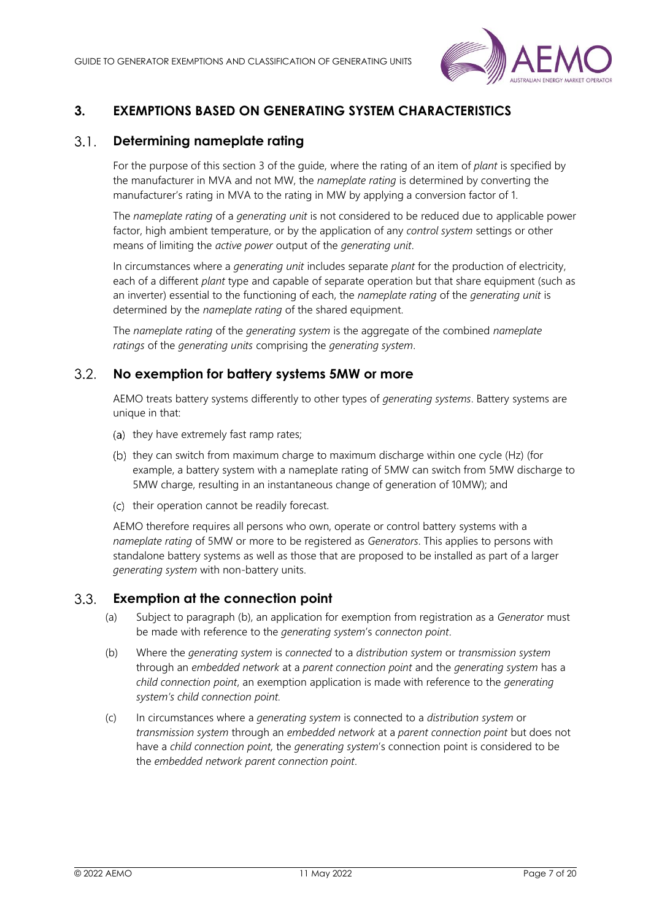# 3. EXEMPTIONS BASED ON GENERATING SYSTEM CHARACTERISTICS

## 3.1. Determining nameplate rating

For the purpose of this section 3 of the guide, where the rating of an item of *plant* is specified by the manufacturer in MVA and not MW, the *nameplate rating* is determined by converting the manufacturer's rating in MVA to the rating in MW by applying a conversion factor of 1.

The *nameplate rating* of a *generating unit* is not considered to be reduced due to applicable power factor, high ambient temperature, or by the application of any *control system* settings or other means of limiting the *active power* output of the *generating unit*.

In circumstances where a *generating unit* includes separate *plant* for the production of electricity, each of a different *plant* type and capable of separate operation but that share equipment (such as an inverter) essential to the functioning of each, the *nameplate rating* of the *generating unit* is determined by the *nameplate rating* of the shared equipment.

The *nameplate rating* of the *generating system* is the aggregate of the combined *nameplate ratings* of the *generating units* comprising the *generating system*.

## 3.2. No exemption for battery systems 5MW or more

AEMO treats battery systems differently to other types of *generating systems*. Battery systems are unique in that:

(a) they have extremely fast ramp rates;

(b) they can switch from maximum charge to maximum discharge within one cycle (Hz) (for example, a battery system with a nameplate rating of 5MW can switch from 5MW discharge to 5MW charge, resulting in an instantaneous change of generation of 10MW); and

(c) their operation cannot be readily forecast.

AEMO therefore requires all persons who own, operate or control battery systems with a *nameplate rating* of 5MW or more to be registered as *Generators*. This applies to persons with standalone battery systems as well as those that are proposed to be installed as part of a larger *generating system* with non-battery units.

## 3.3. Exemption at the connection point

(a) Subject to paragraph (b), an application for exemption from registration as a *Generator* must be made with reference to the *generating system*'s *connecton point*.

(b) Where the *generating system* is *connected* to a *distribution system* or *transmission system* through an *embedded network* at a *parent connection point* and the *generating system* has a *child connection point*, an exemption application is made with reference to the *generating system's child connection point.*

(c) In circumstances where a *generating system* is connected to a *distribution system* or *transmission system* through an *embedded network* at a *parent connection point* but does not have a *child connection point,* the *generating system*'s connection point is considered to be the *embedded network parent connection point*.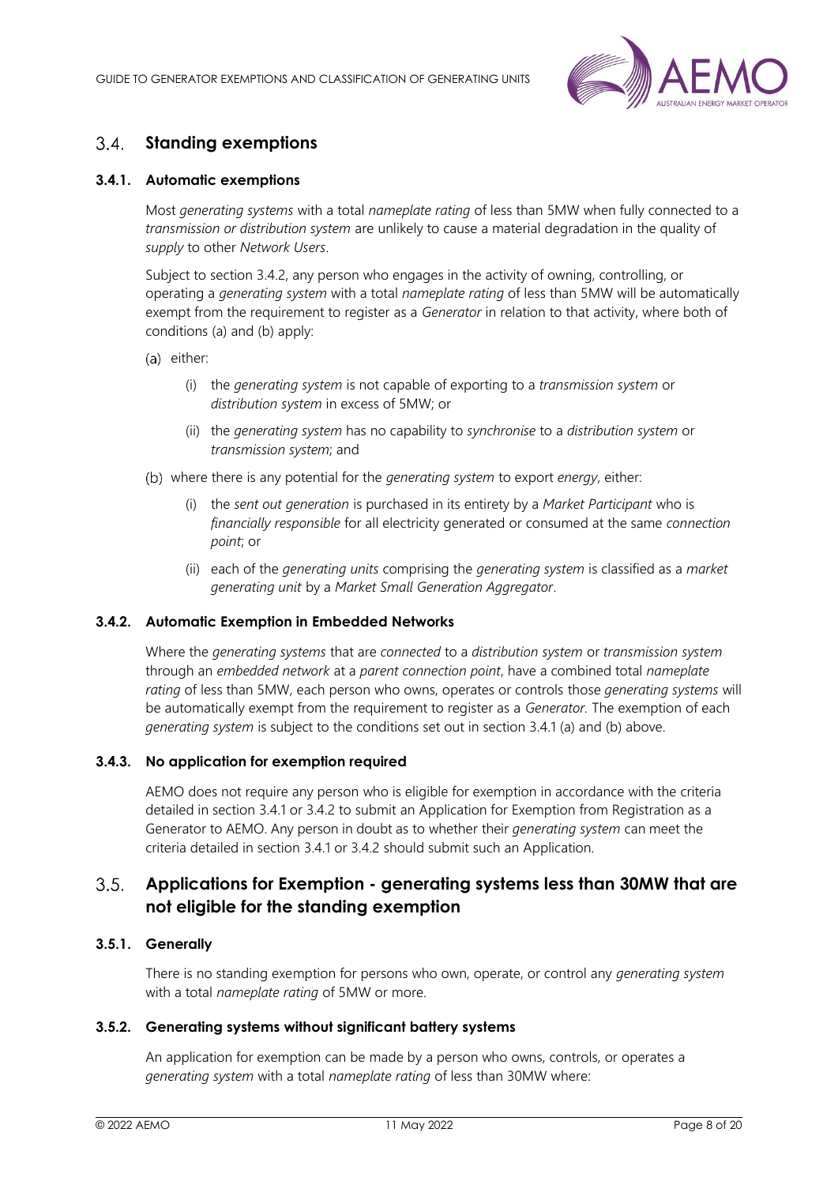## 3.4. Standing exemptions

### 3.4.1. Automatic exemptions

Most *generating systems* with a total *nameplate rating* of less than 5MW when fully connected to a *transmission or distribution system* are unlikely to cause a material degradation in the quality of *supply* to other *Network Users*.

Subject to section 3.4.2, any person who engages in the activity of owning, controlling, or operating a *generating system* with a total *nameplate rating* of less than 5MW will be automatically exempt from the requirement to register as a *Generator* in relation to that activity, where both of conditions (a) and (b) apply:

(a) either:

- (i) the *generating system* is not capable of exporting to a *transmission system* or *distribution system* in excess of 5MW; or
- (ii) the *generating system* has no capability to *synchronise* to a *distribution system* or *transmission system*; and

(b) where there is any potential for the *generating system* to export *energy*, either:

- (i) the *sent out generation* is purchased in its entirety by a *Market Participant* who is *financially responsible* for all electricity generated or consumed at the same *connection point*; or
- (ii) each of the *generating units* comprising the *generating system* is classified as a *market generating unit* by a *Market Small Generation Aggregator*.

### 3.4.2. Automatic Exemption in Embedded Networks

Where the *generating systems* that are *connected* to a *distribution system* or *transmission system* through an *embedded network* at a *parent connection point*, have a combined total *nameplate rating* of less than 5MW, each person who owns, operates or controls those *generating systems* will be automatically exempt from the requirement to register as a *Generator.* The exemption of each *generating system* is subject to the conditions set out in section 3.4.1 (a) and (b) above.

### 3.4.3. No application for exemption required

AEMO does not require any person who is eligible for exemption in accordance with the criteria detailed in section 3.4.1 or 3.4.2 to submit an Application for Exemption from Registration as a Generator to AEMO. Any person in doubt as to whether their *generating system* can meet the criteria detailed in section 3.4.1 or 3.4.2 should submit such an Application.

## 3.5. Applications for Exemption - generating systems less than 30MW that are not eligible for the standing exemption

### 3.5.1. Generally

There is no standing exemption for persons who own, operate, or control any *generating system* with a total *nameplate rating* of 5MW or more.

### 3.5.2. Generating systems without significant battery systems

An application for exemption can be made by a person who owns, controls, or operates a *generating system* with a total *nameplate rating* of less than 30MW where: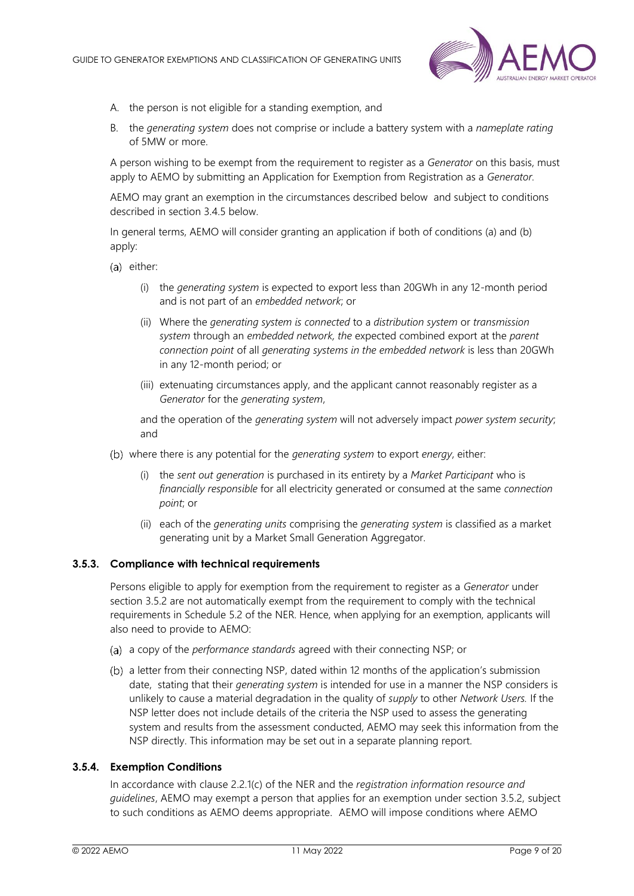A. the person is not eligible for a standing exemption, and

B. the *generating system* does not comprise or include a battery system with a *nameplate rating* of 5MW or more.

A person wishing to be exempt from the requirement to register as a *Generator* on this basis, must apply to AEMO by submitting an Application for Exemption from Registration as a *Generator*.

AEMO may grant an exemption in the circumstances described below and subject to conditions described in section 3.4.5 below.

In general terms, AEMO will consider granting an application if both of conditions (a) and (b) apply:

(a) either:

(i) the *generating system* is expected to export less than 20GWh in any 12-month period and is not part of an *embedded network*; or

(ii) Where the *generating system is connected* to a *distribution system* or *transmission system* through an *embedded network, the* expected combined export at the *parent connection point* of all *generating systems in the embedded network* is less than 20GWh in any 12-month period; or

(iii) extenuating circumstances apply, and the applicant cannot reasonably register as a *Generator* for the *generating system*,

and the operation of the *generating system* will not adversely impact *power system security*; and

(b) where there is any potential for the *generating system* to export *energy*, either:

(i) the *sent out generation* is purchased in its entirety by a *Market Participant* who is *financially responsible* for all electricity generated or consumed at the same *connection point*; or

(ii) each of the *generating units* comprising the *generating system* is classified as a market generating unit by a Market Small Generation Aggregator.

### 3.5.3. Compliance with technical requirements

Persons eligible to apply for exemption from the requirement to register as a *Generator* under section 3.5.2 are not automatically exempt from the requirement to comply with the technical requirements in Schedule 5.2 of the NER. Hence, when applying for an exemption, applicants will also need to provide to AEMO:

(a) a copy of the *performance standards* agreed with their connecting NSP; or

(b) a letter from their connecting NSP, dated within 12 months of the application's submission date, stating that their *generating system* is intended for use in a manner the NSP considers is unlikely to cause a material degradation in the quality of *supply* to other *Network Users.* If the NSP letter does not include details of the criteria the NSP used to assess the generating system and results from the assessment conducted, AEMO may seek this information from the NSP directly. This information may be set out in a separate planning report.

### 3.5.4. Exemption Conditions

In accordance with clause 2.2.1(c) of the NER and the *registration information resource and guidelines*, AEMO may exempt a person that applies for an exemption under section 3.5.2, subject to such conditions as AEMO deems appropriate. AEMO will impose conditions where AEMO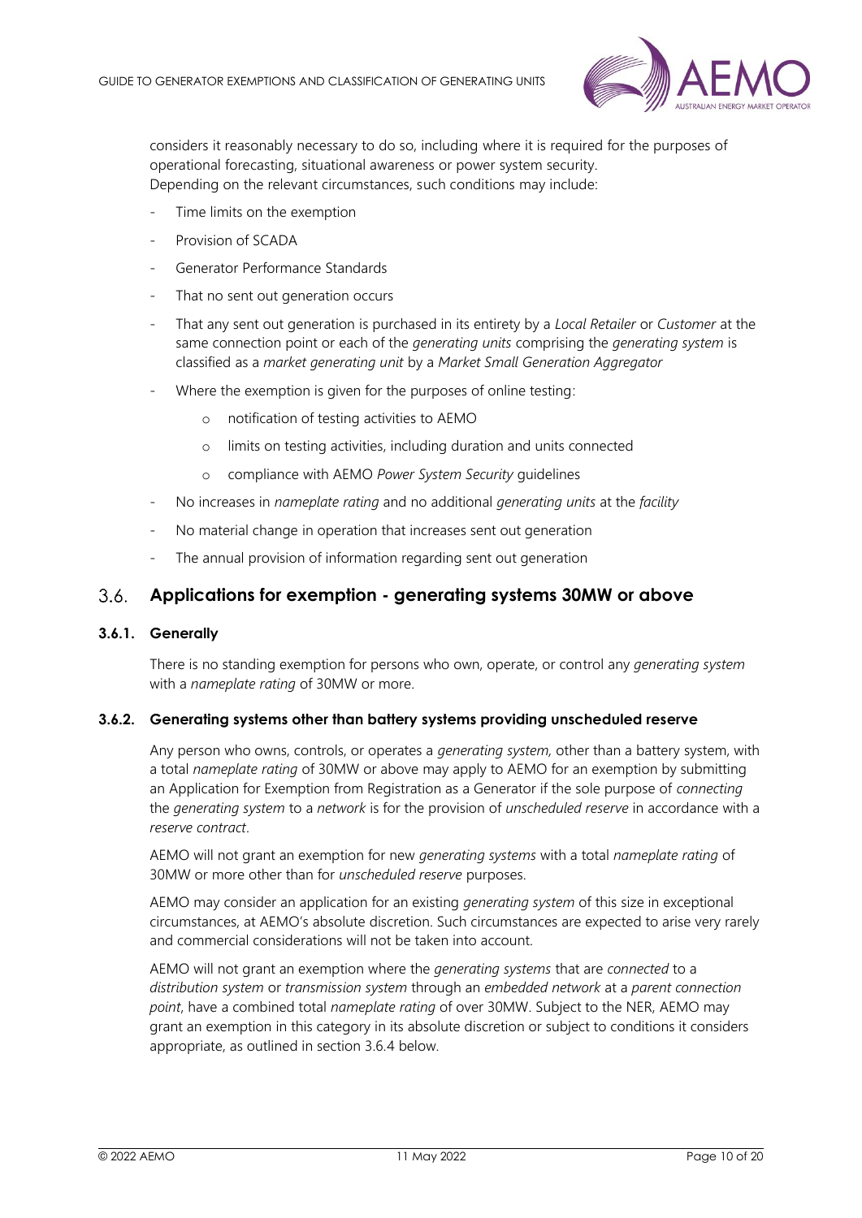considers it reasonably necessary to do so, including where it is required for the purposes of operational forecasting, situational awareness or power system security.
Depending on the relevant circumstances, such conditions may include:

- Time limits on the exemption
- Provision of SCADA
- Generator Performance Standards
- That no sent out generation occurs
- That any sent out generation is purchased in its entirety by a *Local Retailer* or *Customer* at the same connection point or each of the *generating units* comprising the *generating system* is classified as a *market generating unit* by a *Market Small Generation Aggregator*
- Where the exemption is given for the purposes of online testing:
  - notification of testing activities to AEMO
  - limits on testing activities, including duration and units connected
  - compliance with AEMO *Power System Security* guidelines
- No increases in *nameplate rating* and no additional *generating units* at the *facility*
- No material change in operation that increases sent out generation
- The annual provision of information regarding sent out generation

## 3.6. Applications for exemption - generating systems 30MW or above

### 3.6.1. Generally

There is no standing exemption for persons who own, operate, or control any *generating system* with a *nameplate rating* of 30MW or more.

### 3.6.2. Generating systems other than battery systems providing unscheduled reserve

Any person who owns, controls, or operates a *generating system,* other than a battery system, with a total *nameplate rating* of 30MW or above may apply to AEMO for an exemption by submitting an Application for Exemption from Registration as a Generator if the sole purpose of *connecting* the *generating system* to a *network* is for the provision of *unscheduled reserve* in accordance with a *reserve contract*.

AEMO will not grant an exemption for new *generating systems* with a total *nameplate rating* of 30MW or more other than for *unscheduled reserve* purposes.

AEMO may consider an application for an existing *generating system* of this size in exceptional circumstances, at AEMO's absolute discretion. Such circumstances are expected to arise very rarely and commercial considerations will not be taken into account.

AEMO will not grant an exemption where the *generating systems* that are *connected* to a *distribution system* or *transmission system* through an *embedded network* at a *parent connection point*, have a combined total *nameplate rating* of over 30MW. Subject to the NER, AEMO may grant an exemption in this category in its absolute discretion or subject to conditions it considers appropriate, as outlined in section 3.6.4 below.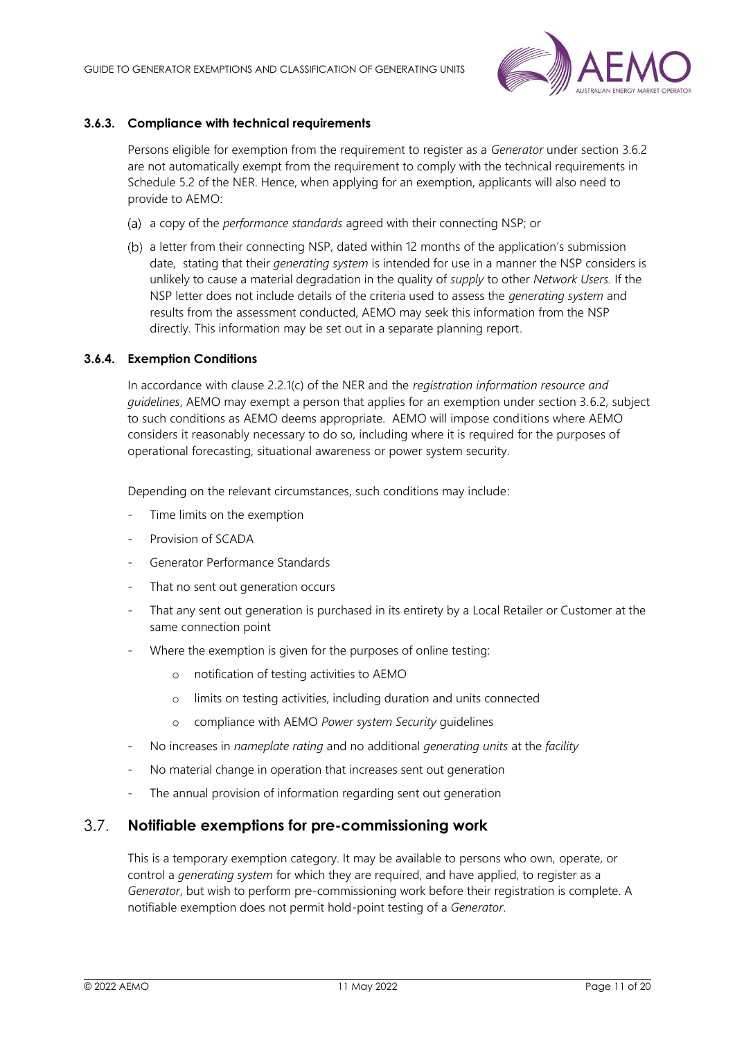### 3.6.3. Compliance with technical requirements

Persons eligible for exemption from the requirement to register as a *Generator* under section 3.6.2 are not automatically exempt from the requirement to comply with the technical requirements in Schedule 5.2 of the NER. Hence, when applying for an exemption, applicants will also need to provide to AEMO:

(a) a copy of the *performance standards* agreed with their connecting NSP; or

(b) a letter from their connecting NSP, dated within 12 months of the application's submission date, stating that their *generating system* is intended for use in a manner the NSP considers is unlikely to cause a material degradation in the quality of *supply* to other *Network Users.* If the NSP letter does not include details of the criteria used to assess the *generating system* and results from the assessment conducted, AEMO may seek this information from the NSP directly. This information may be set out in a separate planning report.

### 3.6.4. Exemption Conditions

In accordance with clause 2.2.1(c) of the NER and the *registration information resource and guidelines*, AEMO may exempt a person that applies for an exemption under section 3.6.2, subject to such conditions as AEMO deems appropriate. AEMO will impose conditions where AEMO considers it reasonably necessary to do so, including where it is required for the purposes of operational forecasting, situational awareness or power system security.

Depending on the relevant circumstances, such conditions may include:

- Time limits on the exemption
- Provision of SCADA
- Generator Performance Standards
- That no sent out generation occurs
- That any sent out generation is purchased in its entirety by a Local Retailer or Customer at the same connection point
- Where the exemption is given for the purposes of online testing:
  - notification of testing activities to AEMO
  - limits on testing activities, including duration and units connected
  - compliance with AEMO *Power system Security* guidelines
- No increases in *nameplate rating* and no additional *generating units* at the *facility*
- No material change in operation that increases sent out generation
- The annual provision of information regarding sent out generation

## 3.7. Notifiable exemptions for pre-commissioning work

This is a temporary exemption category. It may be available to persons who own, operate, or control a *generating system* for which they are required, and have applied, to register as a *Generator*, but wish to perform pre-commissioning work before their registration is complete. A notifiable exemption does not permit hold-point testing of a *Generator*.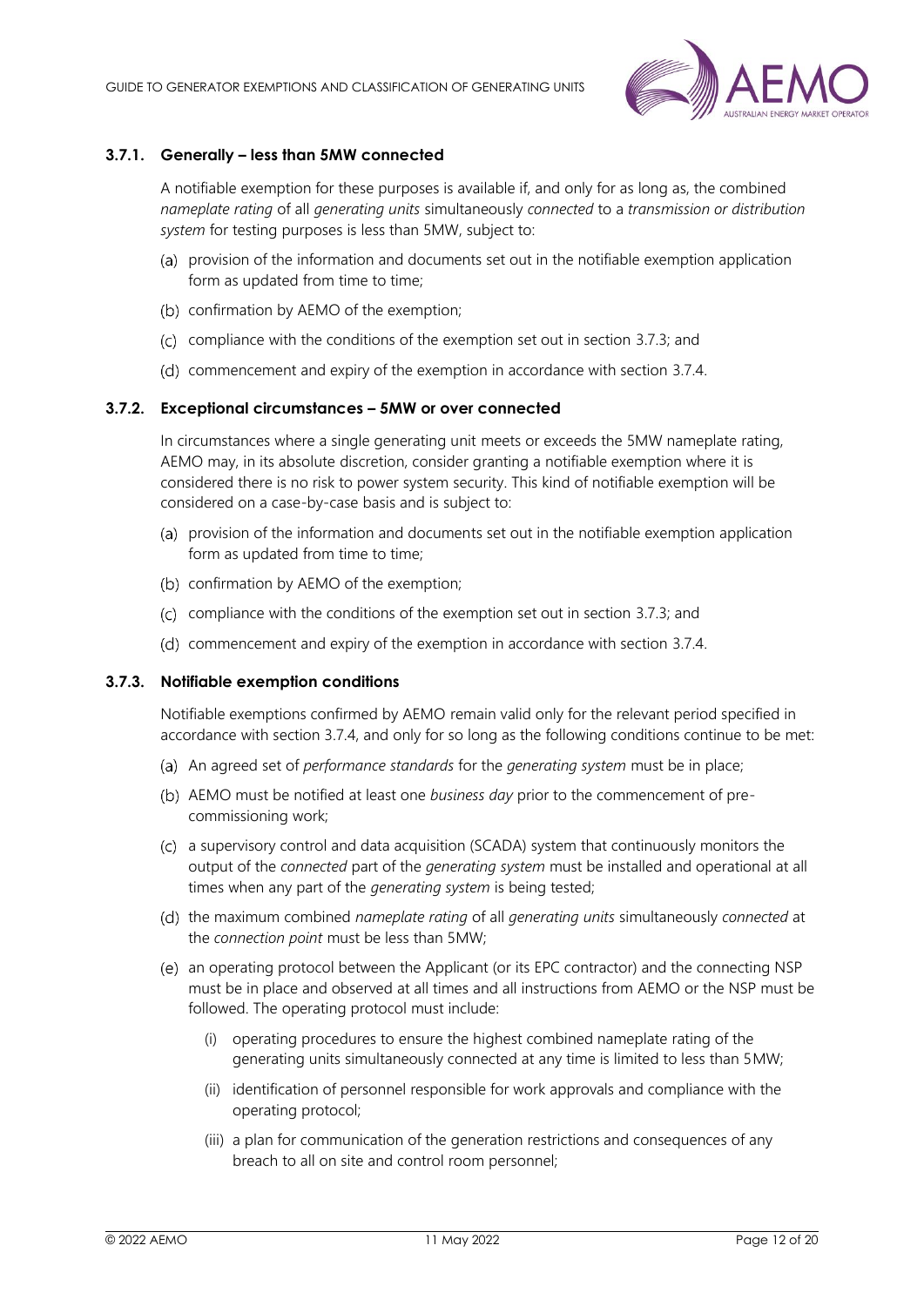### 3.7.1. Generally – less than 5MW connected

A notifiable exemption for these purposes is available if, and only for as long as, the combined *nameplate rating* of all *generating units* simultaneously *connected* to a *transmission or distribution system* for testing purposes is less than 5MW, subject to:

(a) provision of the information and documents set out in the notifiable exemption application form as updated from time to time;

(b) confirmation by AEMO of the exemption;

(c) compliance with the conditions of the exemption set out in section 3.7.3; and

(d) commencement and expiry of the exemption in accordance with section 3.7.4.

### 3.7.2. Exceptional circumstances – 5MW or over connected

In circumstances where a single generating unit meets or exceeds the 5MW nameplate rating, AEMO may, in its absolute discretion, consider granting a notifiable exemption where it is considered there is no risk to power system security. This kind of notifiable exemption will be considered on a case-by-case basis and is subject to:

(a) provision of the information and documents set out in the notifiable exemption application form as updated from time to time;

(b) confirmation by AEMO of the exemption;

(c) compliance with the conditions of the exemption set out in section 3.7.3; and

(d) commencement and expiry of the exemption in accordance with section 3.7.4.

### 3.7.3. Notifiable exemption conditions

Notifiable exemptions confirmed by AEMO remain valid only for the relevant period specified in accordance with section 3.7.4, and only for so long as the following conditions continue to be met:

(a) An agreed set of *performance standards* for the *generating system* must be in place;

(b) AEMO must be notified at least one *business day* prior to the commencement of pre-commissioning work;

(c) a supervisory control and data acquisition (SCADA) system that continuously monitors the output of the *connected* part of the *generating system* must be installed and operational at all times when any part of the *generating system* is being tested;

(d) the maximum combined *nameplate rating* of all *generating units* simultaneously *connected* at the *connection point* must be less than 5MW;

(e) an operating protocol between the Applicant (or its EPC contractor) and the connecting NSP must be in place and observed at all times and all instructions from AEMO or the NSP must be followed. The operating protocol must include:

   (i) operating procedures to ensure the highest combined nameplate rating of the generating units simultaneously connected at any time is limited to less than 5MW;

   (ii) identification of personnel responsible for work approvals and compliance with the operating protocol;

   (iii) a plan for communication of the generation restrictions and consequences of any breach to all on site and control room personnel;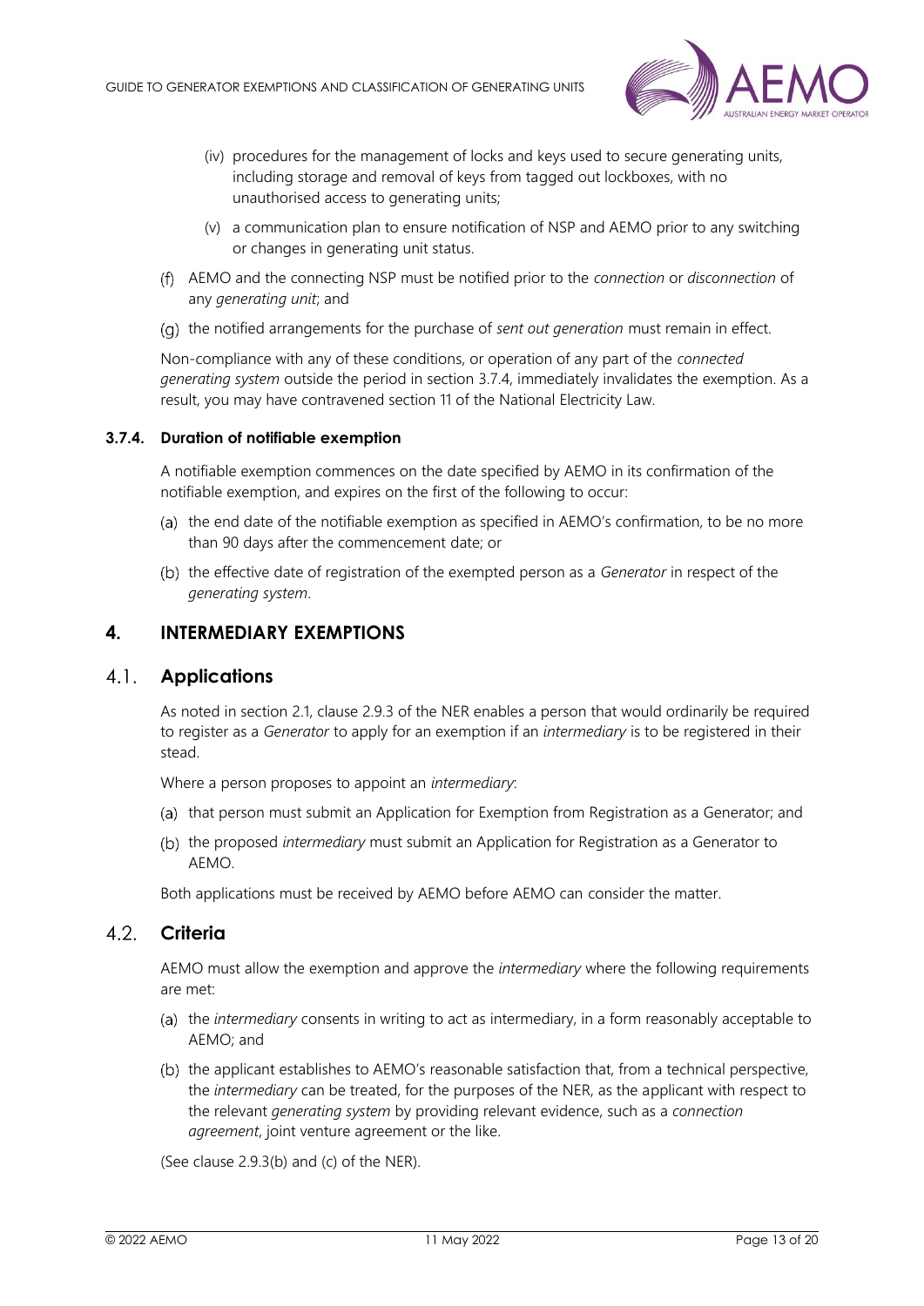(iv) procedures for the management of locks and keys used to secure generating units, including storage and removal of keys from tagged out lockboxes, with no unauthorised access to generating units;

(v) a communication plan to ensure notification of NSP and AEMO prior to any switching or changes in generating unit status.

(f) AEMO and the connecting NSP must be notified prior to the *connection* or *disconnection* of any *generating unit*; and

(g) the notified arrangements for the purchase of *sent out generation* must remain in effect.

Non-compliance with any of these conditions, or operation of any part of the *connected generating system* outside the period in section 3.7.4, immediately invalidates the exemption. As a result, you may have contravened section 11 of the National Electricity Law.

#### 3.7.4. Duration of notifiable exemption

A notifiable exemption commences on the date specified by AEMO in its confirmation of the notifiable exemption, and expires on the first of the following to occur:

(a) the end date of the notifiable exemption as specified in AEMO's confirmation, to be no more than 90 days after the commencement date; or

(b) the effective date of registration of the exempted person as a *Generator* in respect of the *generating system*.

# 4. INTERMEDIARY EXEMPTIONS

## 4.1. Applications

As noted in section 2.1, clause 2.9.3 of the NER enables a person that would ordinarily be required to register as a *Generator* to apply for an exemption if an *intermediary* is to be registered in their stead.

Where a person proposes to appoint an *intermediary*:

(a) that person must submit an Application for Exemption from Registration as a Generator; and

(b) the proposed *intermediary* must submit an Application for Registration as a Generator to AEMO.

Both applications must be received by AEMO before AEMO can consider the matter.

## 4.2. Criteria

AEMO must allow the exemption and approve the *intermediary* where the following requirements are met:

(a) the *intermediary* consents in writing to act as intermediary, in a form reasonably acceptable to AEMO; and

(b) the applicant establishes to AEMO's reasonable satisfaction that, from a technical perspective, the *intermediary* can be treated, for the purposes of the NER, as the applicant with respect to the relevant *generating system* by providing relevant evidence, such as a *connection agreement*, joint venture agreement or the like.

(See clause 2.9.3(b) and (c) of the NER).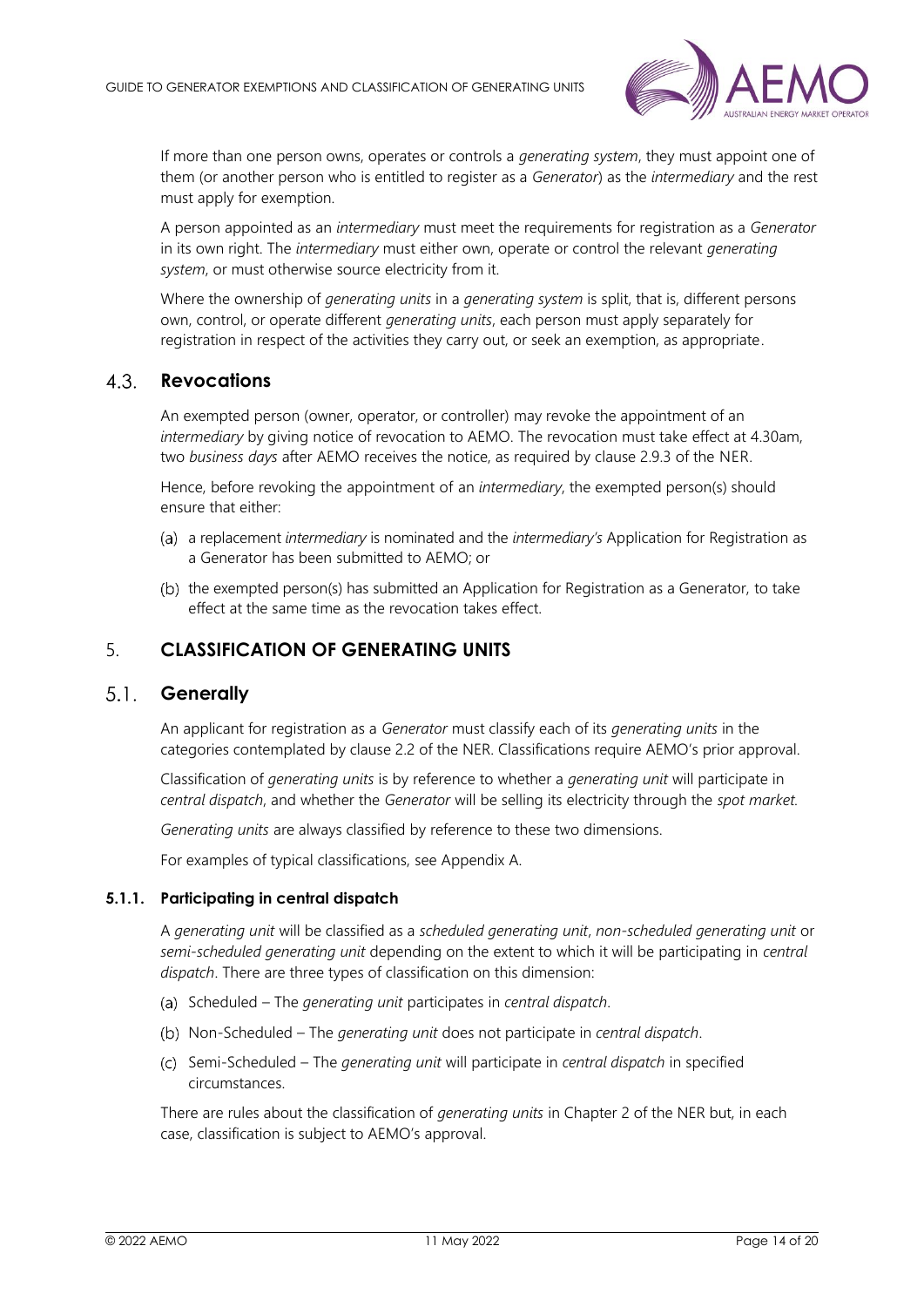If more than one person owns, operates or controls a *generating system*, they must appoint one of them (or another person who is entitled to register as a *Generator*) as the *intermediary* and the rest must apply for exemption.

A person appointed as an *intermediary* must meet the requirements for registration as a *Generator* in its own right. The *intermediary* must either own, operate or control the relevant *generating system*, or must otherwise source electricity from it.

Where the ownership of *generating units* in a *generating system* is split, that is, different persons own, control, or operate different *generating units*, each person must apply separately for registration in respect of the activities they carry out, or seek an exemption, as appropriate.

## 4.3. Revocations

An exempted person (owner, operator, or controller) may revoke the appointment of an *intermediary* by giving notice of revocation to AEMO. The revocation must take effect at 4.30am, two *business days* after AEMO receives the notice, as required by clause 2.9.3 of the NER.

Hence, before revoking the appointment of an *intermediary*, the exempted person(s) should ensure that either:

(a) a replacement *intermediary* is nominated and the *intermediary's* Application for Registration as a Generator has been submitted to AEMO; or

(b) the exempted person(s) has submitted an Application for Registration as a Generator, to take effect at the same time as the revocation takes effect.

# 5. CLASSIFICATION OF GENERATING UNITS

## 5.1. Generally

An applicant for registration as a *Generator* must classify each of its *generating units* in the categories contemplated by clause 2.2 of the NER. Classifications require AEMO's prior approval.

Classification of *generating units* is by reference to whether a *generating unit* will participate in *central dispatch*, and whether the *Generator* will be selling its electricity through the *spot market*.

*Generating units* are always classified by reference to these two dimensions.

For examples of typical classifications, see Appendix A.

### 5.1.1. Participating in central dispatch

A *generating unit* will be classified as a *scheduled generating unit*, *non-scheduled generating unit* or *semi-scheduled generating unit* depending on the extent to which it will be participating in *central dispatch*. There are three types of classification on this dimension:

(a) Scheduled – The *generating unit* participates in *central dispatch*.

(b) Non-Scheduled – The *generating unit* does not participate in *central dispatch*.

(c) Semi-Scheduled – The *generating unit* will participate in *central dispatch* in specified circumstances.

There are rules about the classification of *generating units* in Chapter 2 of the NER but, in each case, classification is subject to AEMO's approval.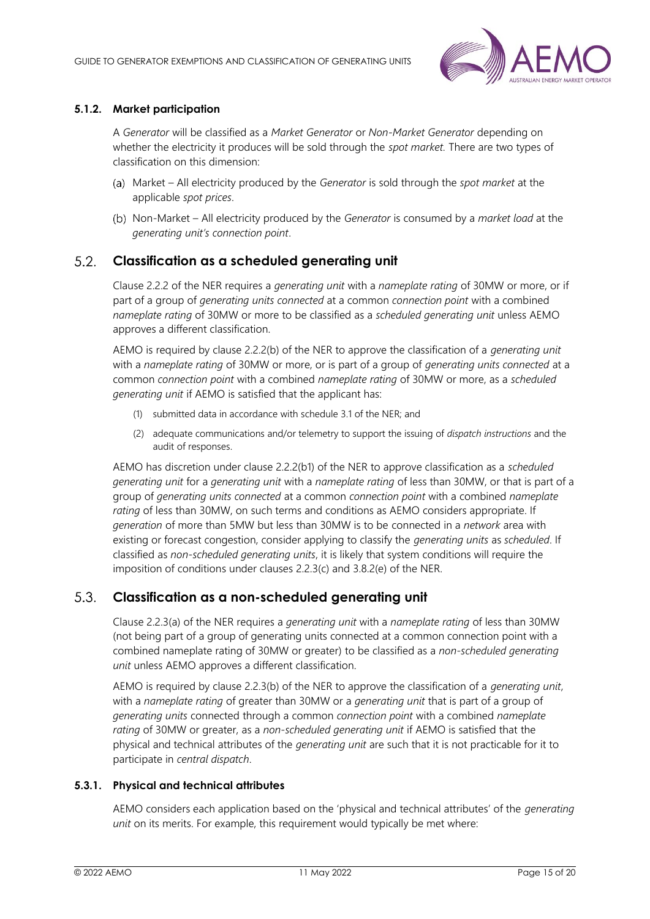#### 5.1.2. Market participation

A *Generator* will be classified as a *Market Generator* or *Non-Market Generator* depending on whether the electricity it produces will be sold through the *spot market*. There are two types of classification on this dimension:

(a) Market – All electricity produced by the *Generator* is sold through the *spot market* at the applicable *spot prices*.

(b) Non-Market – All electricity produced by the *Generator* is consumed by a *market load* at the *generating unit's connection point*.

### 5.2. Classification as a scheduled generating unit

Clause 2.2.2 of the NER requires a *generating unit* with a *nameplate rating* of 30MW or more, or if part of a group of *generating units connected* at a common *connection point* with a combined *nameplate rating* of 30MW or more to be classified as a *scheduled generating unit* unless AEMO approves a different classification.

AEMO is required by clause 2.2.2(b) of the NER to approve the classification of a *generating unit* with a *nameplate rating* of 30MW or more, or is part of a group of *generating units connected* at a common *connection point* with a combined *nameplate rating* of 30MW or more, as a *scheduled generating unit* if AEMO is satisfied that the applicant has:

(1) submitted data in accordance with schedule 3.1 of the NER; and

(2) adequate communications and/or telemetry to support the issuing of *dispatch instructions* and the audit of responses.

AEMO has discretion under clause 2.2.2(b1) of the NER to approve classification as a *scheduled generating unit* for a *generating unit* with a *nameplate rating* of less than 30MW, or that is part of a group of *generating units connected* at a common *connection point* with a combined *nameplate rating* of less than 30MW, on such terms and conditions as AEMO considers appropriate. If *generation* of more than 5MW but less than 30MW is to be connected in a *network* area with existing or forecast congestion, consider applying to classify the *generating units* as *scheduled*. If classified as *non-scheduled generating units*, it is likely that system conditions will require the imposition of conditions under clauses 2.2.3(c) and 3.8.2(e) of the NER.

### 5.3. Classification as a non-scheduled generating unit

Clause 2.2.3(a) of the NER requires a *generating unit* with a *nameplate rating* of less than 30MW (not being part of a group of generating units connected at a common connection point with a combined nameplate rating of 30MW or greater) to be classified as a *non-scheduled generating unit* unless AEMO approves a different classification.

AEMO is required by clause 2.2.3(b) of the NER to approve the classification of a *generating unit*, with a *nameplate rating* of greater than 30MW or a *generating unit* that is part of a group of *generating units* connected through a common *connection point* with a combined *nameplate rating* of 30MW or greater, as a *non-scheduled generating unit* if AEMO is satisfied that the physical and technical attributes of the *generating unit* are such that it is not practicable for it to participate in *central dispatch*.

#### 5.3.1. Physical and technical attributes

AEMO considers each application based on the 'physical and technical attributes' of the *generating unit* on its merits. For example, this requirement would typically be met where: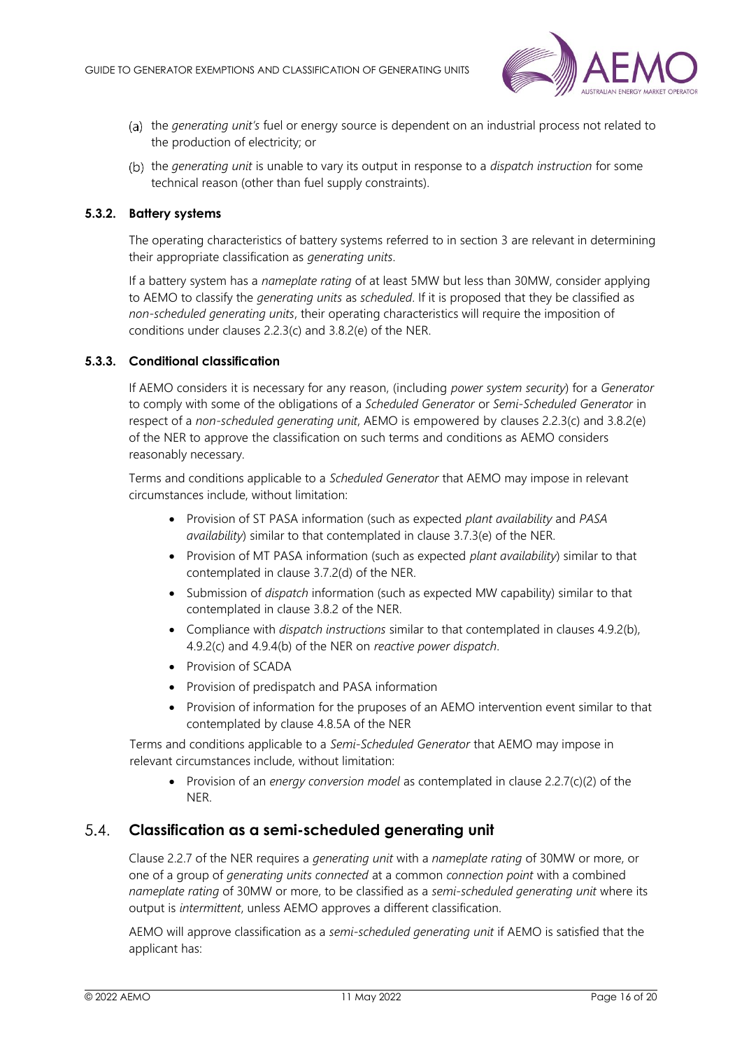(a) the *generating unit's* fuel or energy source is dependent on an industrial process not related to the production of electricity; or

(b) the *generating unit* is unable to vary its output in response to a *dispatch instruction* for some technical reason (other than fuel supply constraints).

### 5.3.2. Battery systems

The operating characteristics of battery systems referred to in section 3 are relevant in determining their appropriate classification as *generating units*.

If a battery system has a *nameplate rating* of at least 5MW but less than 30MW, consider applying to AEMO to classify the *generating units* as *scheduled*. If it is proposed that they be classified as *non-scheduled generating units*, their operating characteristics will require the imposition of conditions under clauses 2.2.3(c) and 3.8.2(e) of the NER.

### 5.3.3. Conditional classification

If AEMO considers it is necessary for any reason, (including *power system security*) for a *Generator* to comply with some of the obligations of a *Scheduled Generator* or *Semi-Scheduled Generator* in respect of a *non-scheduled generating unit*, AEMO is empowered by clauses 2.2.3(c) and 3.8.2(e) of the NER to approve the classification on such terms and conditions as AEMO considers reasonably necessary.

Terms and conditions applicable to a *Scheduled Generator* that AEMO may impose in relevant circumstances include, without limitation:

- Provision of ST PASA information (such as expected *plant availability* and *PASA availability*) similar to that contemplated in clause 3.7.3(e) of the NER.
- Provision of MT PASA information (such as expected *plant availability*) similar to that contemplated in clause 3.7.2(d) of the NER.
- Submission of *dispatch* information (such as expected MW capability) similar to that contemplated in clause 3.8.2 of the NER.
- Compliance with *dispatch instructions* similar to that contemplated in clauses 4.9.2(b), 4.9.2(c) and 4.9.4(b) of the NER on *reactive power dispatch*.
- Provision of SCADA
- Provision of predispatch and PASA information
- Provision of information for the pruposes of an AEMO intervention event similar to that contemplated by clause 4.8.5A of the NER

Terms and conditions applicable to a *Semi-Scheduled Generator* that AEMO may impose in relevant circumstances include, without limitation:

- Provision of an *energy conversion model* as contemplated in clause 2.2.7(c)(2) of the NER.

## 5.4. Classification as a semi-scheduled generating unit

Clause 2.2.7 of the NER requires a *generating unit* with a *nameplate rating* of 30MW or more, or one of a group of *generating units connected* at a common *connection point* with a combined *nameplate rating* of 30MW or more, to be classified as a *semi-scheduled generating unit* where its output is *intermittent*, unless AEMO approves a different classification.

AEMO will approve classification as a *semi-scheduled generating unit* if AEMO is satisfied that the applicant has: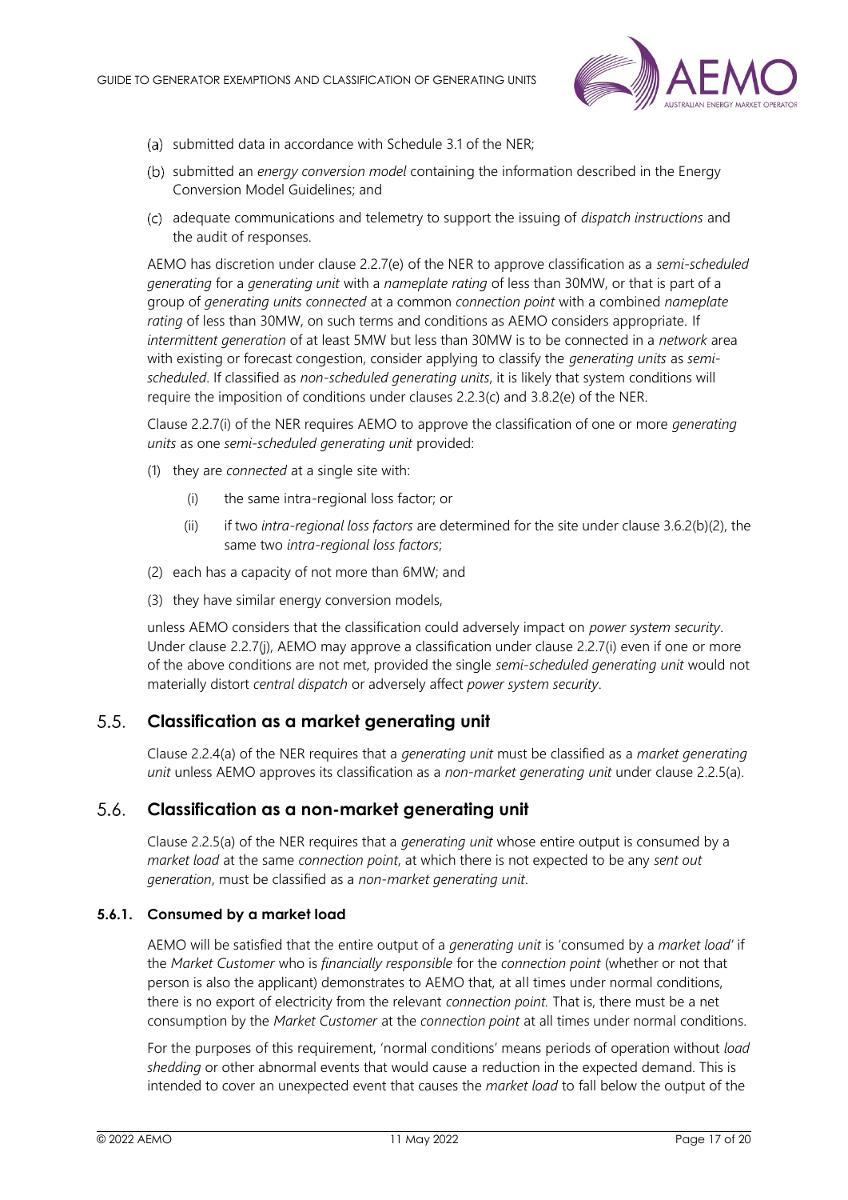(a) submitted data in accordance with Schedule 3.1 of the NER;

(b) submitted an *energy conversion model* containing the information described in the Energy Conversion Model Guidelines; and

(c) adequate communications and telemetry to support the issuing of *dispatch instructions* and the audit of responses.

AEMO has discretion under clause 2.2.7(e) of the NER to approve classification as a *semi-scheduled generating* for a *generating unit* with a *nameplate rating* of less than 30MW, or that is part of a group of *generating units connected* at a common *connection point* with a combined *nameplate rating* of less than 30MW, on such terms and conditions as AEMO considers appropriate. If *intermittent generation* of at least 5MW but less than 30MW is to be connected in a *network* area with existing or forecast congestion, consider applying to classify the *generating units* as *semi-scheduled*. If classified as *non-scheduled generating units*, it is likely that system conditions will require the imposition of conditions under clauses 2.2.3(c) and 3.8.2(e) of the NER.

Clause 2.2.7(i) of the NER requires AEMO to approve the classification of one or more *generating units* as one *semi-scheduled generating unit* provided:

(1) they are *connected* at a single site with:

  (i) the same intra-regional loss factor; or

  (ii) if two *intra-regional loss factors* are determined for the site under clause 3.6.2(b)(2), the same two *intra-regional loss factors*;

(2) each has a capacity of not more than 6MW; and

(3) they have similar energy conversion models,

unless AEMO considers that the classification could adversely impact on *power system security*. Under clause 2.2.7(j), AEMO may approve a classification under clause 2.2.7(i) even if one or more of the above conditions are not met, provided the single *semi-scheduled generating unit* would not materially distort *central dispatch* or adversely affect *power system security*.

## 5.5. Classification as a market generating unit

Clause 2.2.4(a) of the NER requires that a *generating unit* must be classified as a *market generating unit* unless AEMO approves its classification as a *non-market generating unit* under clause 2.2.5(a).

## 5.6. Classification as a non-market generating unit

Clause 2.2.5(a) of the NER requires that a *generating unit* whose entire output is consumed by a *market load* at the same *connection point*, at which there is not expected to be any *sent out generation*, must be classified as a *non-market generating unit*.

### 5.6.1. Consumed by a market load

AEMO will be satisfied that the entire output of a *generating unit* is 'consumed by a *market load*' if the *Market Customer* who is *financially responsible* for the *connection point* (whether or not that person is also the applicant) demonstrates to AEMO that, at all times under normal conditions, there is no export of electricity from the relevant *connection point.* That is, there must be a net consumption by the *Market Customer* at the *connection point* at all times under normal conditions.

For the purposes of this requirement, 'normal conditions' means periods of operation without *load shedding* or other abnormal events that would cause a reduction in the expected demand. This is intended to cover an unexpected event that causes the *market load* to fall below the output of the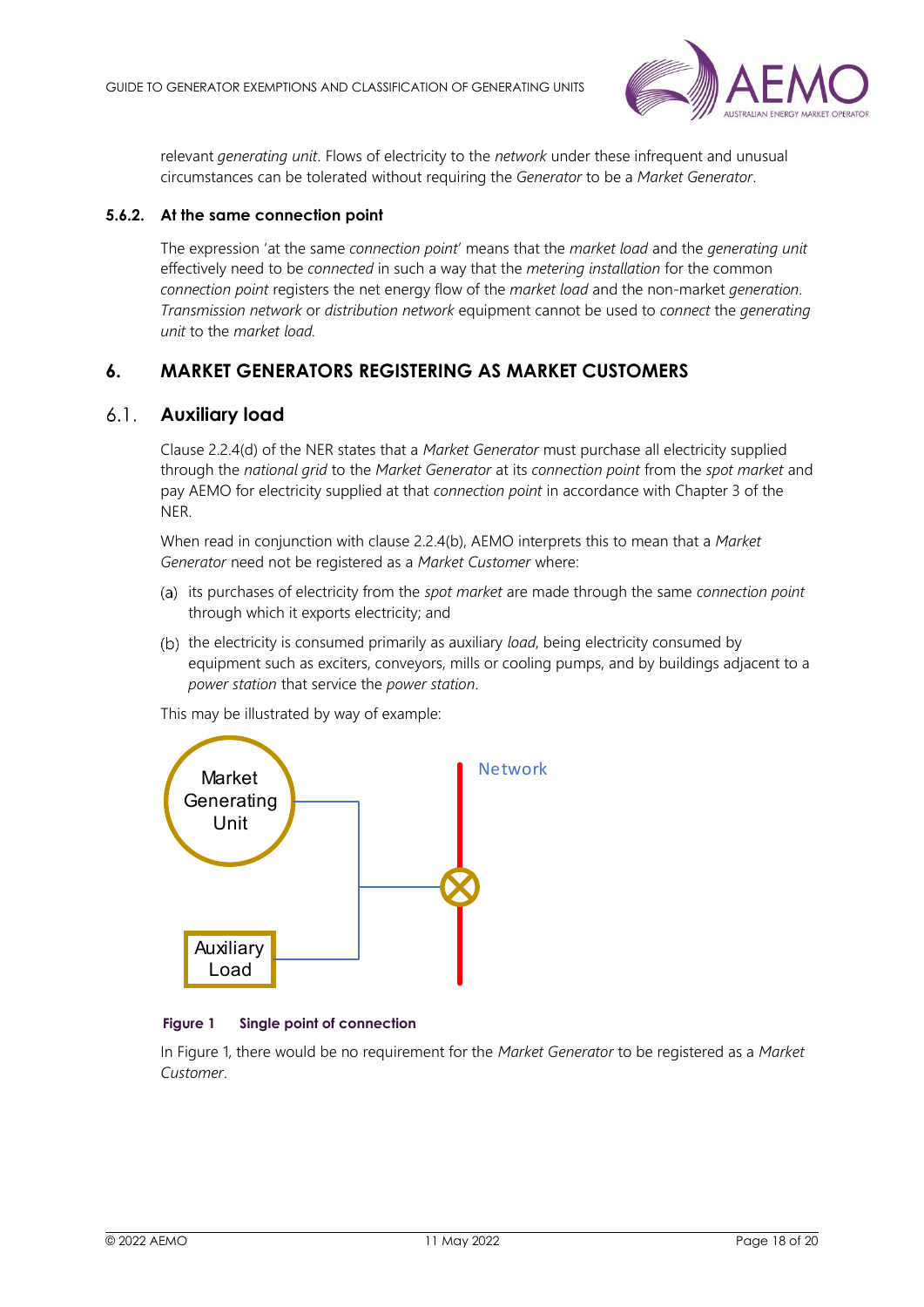relevant *generating unit*. Flows of electricity to the *network* under these infrequent and unusual circumstances can be tolerated without requiring the *Generator* to be a *Market Generator*.

#### 5.6.2. At the same connection point

The expression 'at the same *connection point*' means that the *market load* and the *generating unit* effectively need to be *connected* in such a way that the *metering installation* for the common *connection point* registers the net energy flow of the *market load* and the non-market *generation*. *Transmission network* or *distribution network* equipment cannot be used to *connect* the *generating unit* to the *market load*.

## 6. MARKET GENERATORS REGISTERING AS MARKET CUSTOMERS

### 6.1. Auxiliary load

Clause 2.2.4(d) of the NER states that a *Market Generator* must purchase all electricity supplied through the *national grid* to the *Market Generator* at its *connection point* from the *spot market* and pay AEMO for electricity supplied at that *connection point* in accordance with Chapter 3 of the NER.

When read in conjunction with clause 2.2.4(b), AEMO interprets this to mean that a *Market Generator* need not be registered as a *Market Customer* where:

(a) its purchases of electricity from the *spot market* are made through the same *connection point* through which it exports electricity; and

(b) the electricity is consumed primarily as auxiliary *load*, being electricity consumed by equipment such as exciters, conveyors, mills or cooling pumps, and by buildings adjacent to a *power station* that service the *power station*.

This may be illustrated by way of example:

Market Generating Unit

Auxiliary Load

Network

**Figure 1 Single point of connection**

In Figure 1, there would be no requirement for the *Market Generator* to be registered as a *Market Customer*.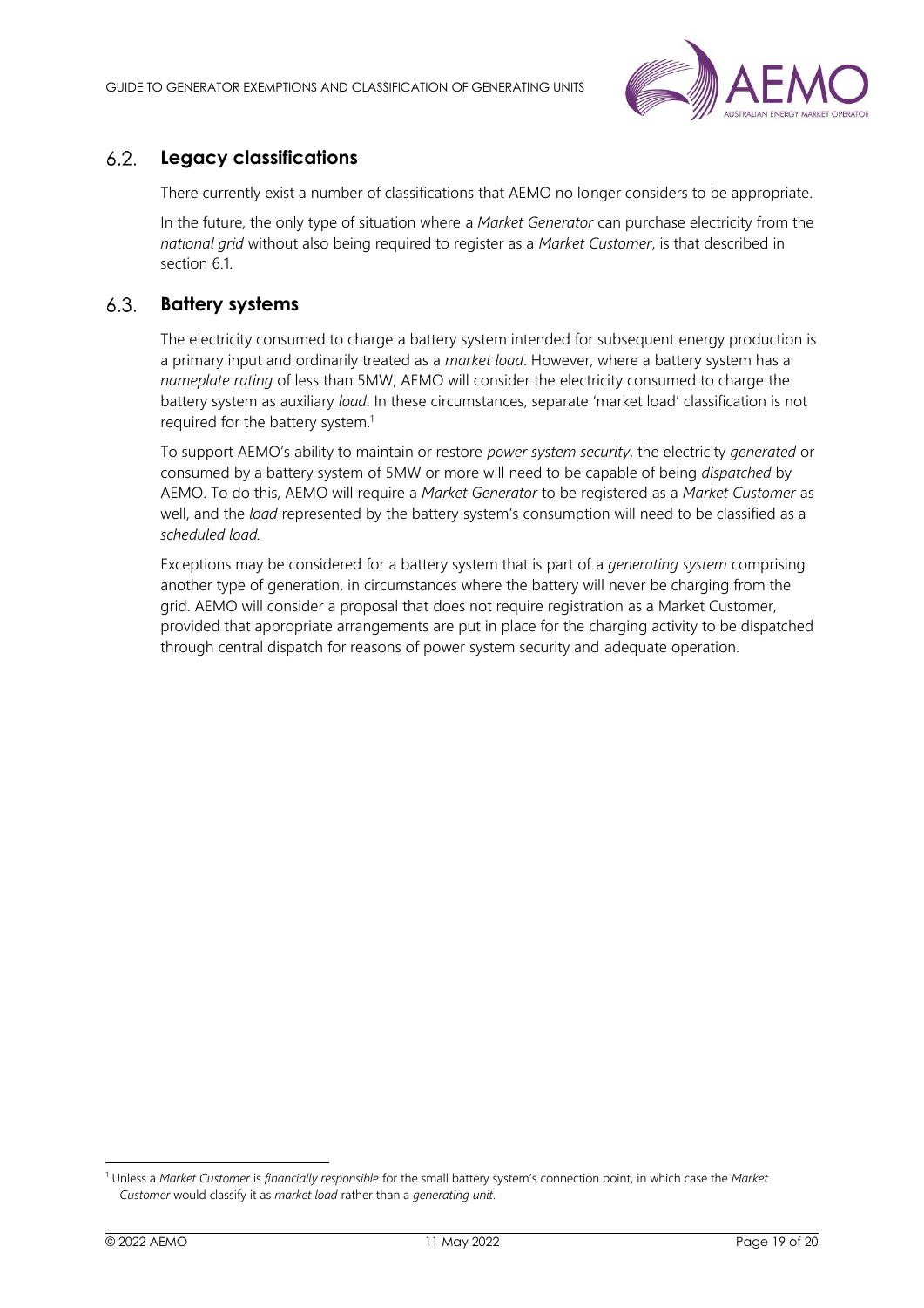## 6.2. Legacy classifications

There currently exist a number of classifications that AEMO no longer considers to be appropriate.

In the future, the only type of situation where a *Market Generator* can purchase electricity from the *national grid* without also being required to register as a *Market Customer*, is that described in section 6.1.

## 6.3. Battery systems

The electricity consumed to charge a battery system intended for subsequent energy production is a primary input and ordinarily treated as a *market load*. However, where a battery system has a *nameplate rating* of less than 5MW, AEMO will consider the electricity consumed to charge the battery system as auxiliary *load*. In these circumstances, separate 'market load' classification is not required for the battery system.[1]

To support AEMO's ability to maintain or restore *power system security*, the electricity *generated* or consumed by a battery system of 5MW or more will need to be capable of being *dispatched* by AEMO. To do this, AEMO will require a *Market Generator* to be registered as a *Market Customer* as well, and the *load* represented by the battery system's consumption will need to be classified as a *scheduled load*.

Exceptions may be considered for a battery system that is part of a *generating system* comprising another type of generation, in circumstances where the battery will never be charging from the grid. AEMO will consider a proposal that does not require registration as a Market Customer, provided that appropriate arrangements are put in place for the charging activity to be dispatched through central dispatch for reasons of power system security and adequate operation.

---

[1] Unless a *Market Customer* is *financially responsible* for the small battery system's connection point, in which case the *Market Customer* would classify it as *market load* rather than a *generating unit*.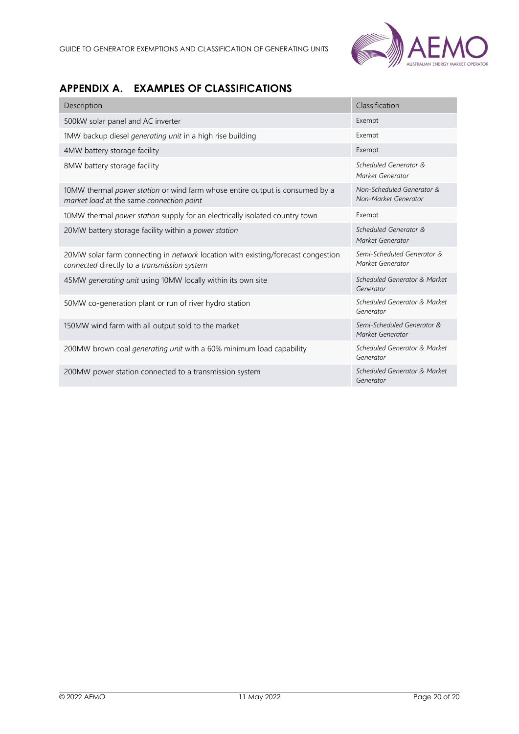## APPENDIX A. EXAMPLES OF CLASSIFICATIONS

| Description | Classification |
| --- | --- |
| 500kW solar panel and AC inverter | Exempt |
| 1MW backup diesel *generating unit* in a high rise building | Exempt |
| 4MW battery storage facility | Exempt |
| 8MW battery storage facility | *Scheduled Generator & Market Generator* |
| 10MW thermal *power station* or wind farm whose entire output is consumed by a *market load* at the same *connection point* | *Non-Scheduled Generator & Non-Market Generator* |
| 10MW thermal *power station* supply for an electrically isolated country town | Exempt |
| 20MW battery storage facility within a *power station* | *Scheduled Generator & Market Generator* |
| 20MW solar farm connecting in *network* location with existing/forecast congestion *connected* directly to a *transmission system* | *Semi-Scheduled Generator & Market Generator* |
| 45MW *generating unit* using 10MW locally within its own site | *Scheduled Generator & Market Generator* |
| 50MW co-generation plant or run of river hydro station | *Scheduled Generator & Market Generator* |
| 150MW wind farm with all output sold to the market | *Semi-Scheduled Generator & Market Generator* |
| 200MW brown coal *generating unit* with a 60% minimum load capability | *Scheduled Generator & Market Generator* |
| 200MW power station connected to a transmission system | *Scheduled Generator & Market Generator* |